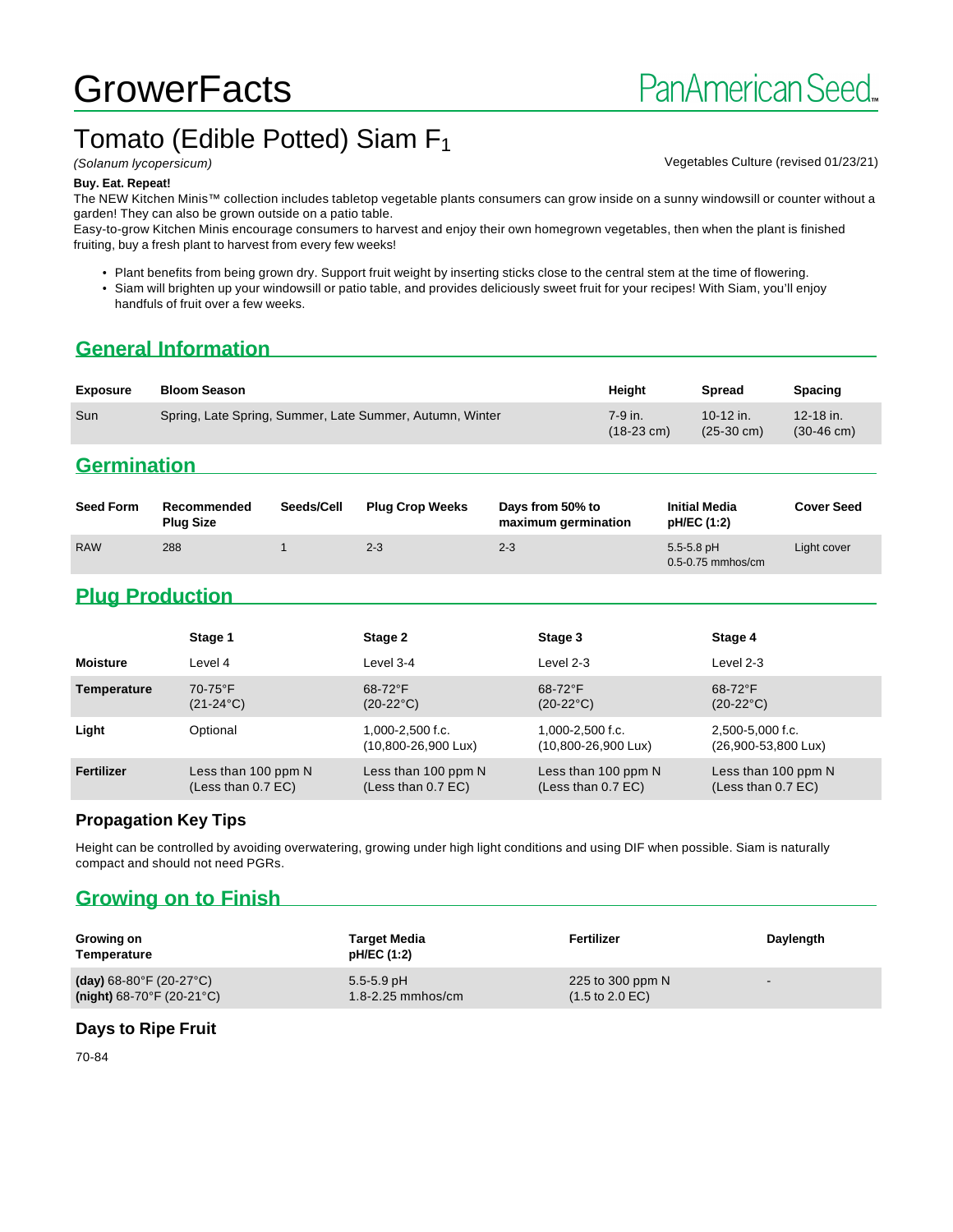# GrowerFacts

PanAmerican Seed

## Tomato (Edible Potted) Siam $F_1$

*(Solanum lycopersicum)*

Vegetables Culture (revised 01/23/21)

**Buy. Eat. Repeat!**

The NEW Kitchen Minis™ collection includes tabletop vegetable plants consumers can grow inside on a sunny windowsill or counter without a garden! They can also be grown outside on a patio table.

Easy-to-grow Kitchen Minis encourage consumers to harvest and enjoy their own homegrown vegetables, then when the plant is finished fruiting, buy a fresh plant to harvest from every few weeks!

- Plant benefits from being grown dry. Support fruit weight by inserting sticks close to the central stem at the time of flowering.
- Siam will brighten up your windowsill or patio table, and provides deliciously sweet fruit for your recipes! With Siam, you'll enjoy handfuls of fruit over a few weeks.

## General Information

| Exposure | Bloom Season | Height | Spread | Spacing |
|---|---|---|---|---|
| Sun | Spring, Late Spring, Summer, Late Summer, Autumn, Winter | 7-9 in. (18-23 cm) | 10-12 in. (25-30 cm) | 12-18 in. (30-46 cm) |

## Germination

| Seed Form | Recommended Plug Size | Seeds/Cell | Plug Crop Weeks | Days from 50% to maximum germination | Initial Media pH/EC (1:2) | Cover Seed |
|---|---|---|---|---|---|---|
| RAW | 288 | 1 | 2-3 | 2-3 | 5.5-5.8 pH 0.5-0.75 mmhos/cm | Light cover |

## Plug Production

| | Stage 1 | Stage 2 | Stage 3 | Stage 4 |
|---|---|---|---|---|
| **Moisture** | Level 4 | Level 3-4 | Level 2-3 | Level 2-3 |
| **Temperature** | 70-75°F (21-24°C) | 68-72°F (20-22°C) | 68-72°F (20-22°C) | 68-72°F (20-22°C) |
| **Light** | Optional | 1,000-2,500 f.c. (10,800-26,900 Lux) | 1,000-2,500 f.c. (10,800-26,900 Lux) | 2,500-5,000 f.c. (26,900-53,800 Lux) |
| **Fertilizer** | Less than 100 ppm N (Less than 0.7 EC) | Less than 100 ppm N (Less than 0.7 EC) | Less than 100 ppm N (Less than 0.7 EC) | Less than 100 ppm N (Less than 0.7 EC) |

### Propagation Key Tips

Height can be controlled by avoiding overwatering, growing under high light conditions and using DIF when possible. Siam is naturally compact and should not need PGRs.

## Growing on to Finish

| Growing on Temperature | Target Media pH/EC (1:2) | Fertilizer | Daylength |
|---|---|---|---|
| **(day)** 68-80°F (20-27°C) **(night)** 68-70°F (20-21°C) | 5.5-5.9 pH 1.8-2.25 mmhos/cm | 225 to 300 ppm N (1.5 to 2.0 EC) | - |

### Days to Ripe Fruit

70-84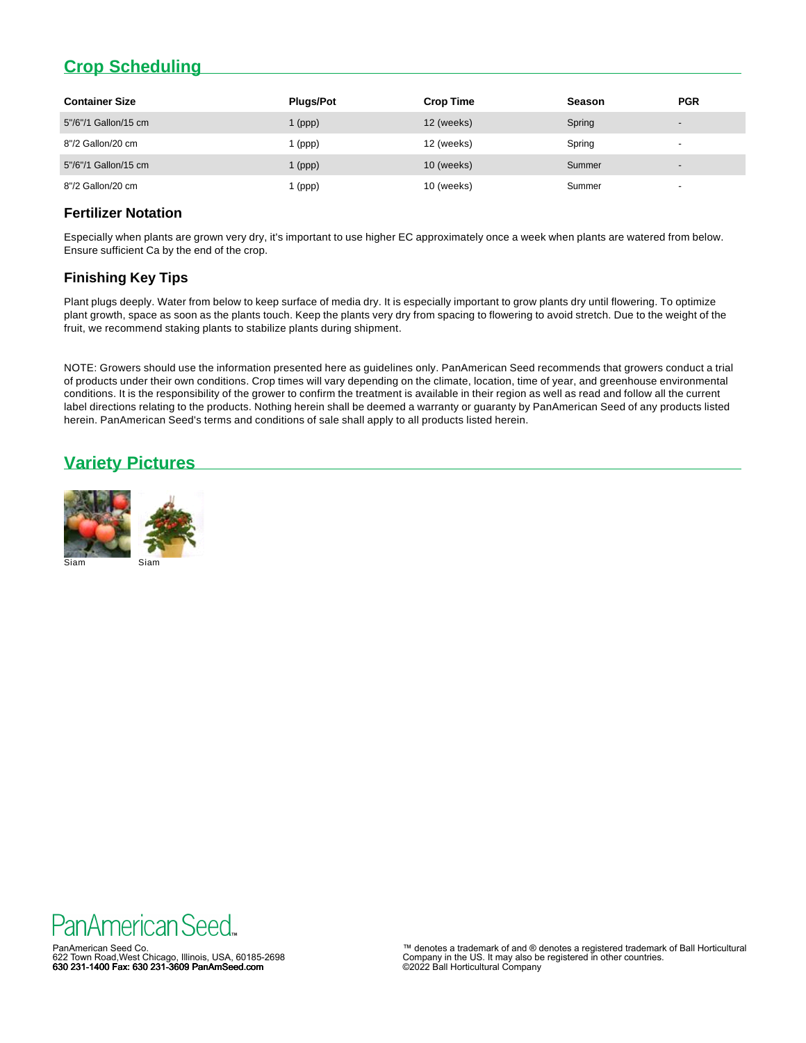## Crop Scheduling

| Container Size | Plugs/Pot | Crop Time | Season | PGR |
|---|---|---|---|---|
| 5"/6"/1 Gallon/15 cm | 1 (ppp) | 12 (weeks) | Spring | - |
| 8"/2 Gallon/20 cm | 1 (ppp) | 12 (weeks) | Spring | - |
| 5"/6"/1 Gallon/15 cm | 1 (ppp) | 10 (weeks) | Summer | - |
| 8"/2 Gallon/20 cm | 1 (ppp) | 10 (weeks) | Summer | - |

### Fertilizer Notation

Especially when plants are grown very dry, it's important to use higher EC approximately once a week when plants are watered from below. Ensure sufficient Ca by the end of the crop.

### Finishing Key Tips

Plant plugs deeply. Water from below to keep surface of media dry. It is especially important to grow plants dry until flowering. To optimize plant growth, space as soon as the plants touch. Keep the plants very dry from spacing to flowering to avoid stretch. Due to the weight of the fruit, we recommend staking plants to stabilize plants during shipment.

NOTE: Growers should use the information presented here as guidelines only. PanAmerican Seed recommends that growers conduct a trial of products under their own conditions. Crop times will vary depending on the climate, location, time of year, and greenhouse environmental conditions. It is the responsibility of the grower to confirm the treatment is available in their region as well as read and follow all the current label directions relating to the products. Nothing herein shall be deemed a warranty or guaranty by PanAmerican Seed of any products listed herein. PanAmerican Seed's terms and conditions of sale shall apply to all products listed herein.

## Variety Pictures

Siam

Siam

PanAmerican Seed™

PanAmerican Seed Co.
622 Town Road,West Chicago, Illinois, USA, 60185-2698
630 231-1400 Fax: 630 231-3609 PanAmSeed.com

™ denotes a trademark of and ® denotes a registered trademark of Ball Horticultural Company in the US. It may also be registered in other countries.
©2022 Ball Horticultural Company